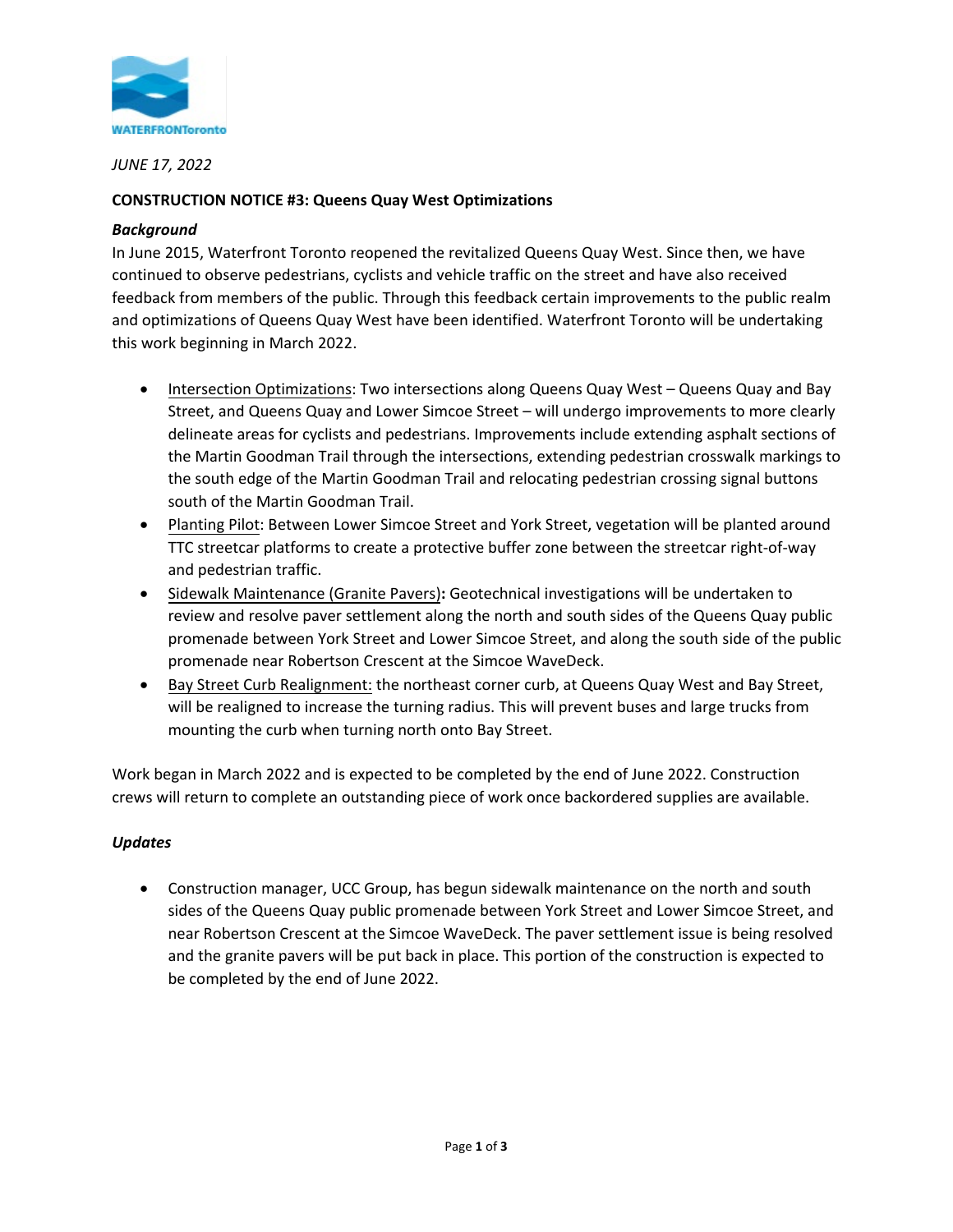*JUNE 17, 2022*

**CONSTRUCTION NOTICE #3: Queens Quay West Optimizations**

***Background***

In June 2015, Waterfront Toronto reopened the revitalized Queens Quay West. Since then, we have continued to observe pedestrians, cyclists and vehicle traffic on the street and have also received feedback from members of the public. Through this feedback certain improvements to the public realm and optimizations of Queens Quay West have been identified. Waterfront Toronto will be undertaking this work beginning in March 2022.

- Intersection Optimizations: Two intersections along Queens Quay West – Queens Quay and Bay Street, and Queens Quay and Lower Simcoe Street – will undergo improvements to more clearly delineate areas for cyclists and pedestrians. Improvements include extending asphalt sections of the Martin Goodman Trail through the intersections, extending pedestrian crosswalk markings to the south edge of the Martin Goodman Trail and relocating pedestrian crossing signal buttons south of the Martin Goodman Trail.
- Planting Pilot: Between Lower Simcoe Street and York Street, vegetation will be planted around TTC streetcar platforms to create a protective buffer zone between the streetcar right-of-way and pedestrian traffic.
- Sidewalk Maintenance (Granite Pavers)**:** Geotechnical investigations will be undertaken to review and resolve paver settlement along the north and south sides of the Queens Quay public promenade between York Street and Lower Simcoe Street, and along the south side of the public promenade near Robertson Crescent at the Simcoe WaveDeck.
- Bay Street Curb Realignment: the northeast corner curb, at Queens Quay West and Bay Street, will be realigned to increase the turning radius. This will prevent buses and large trucks from mounting the curb when turning north onto Bay Street.

Work began in March 2022 and is expected to be completed by the end of June 2022. Construction crews will return to complete an outstanding piece of work once backordered supplies are available.

***Updates***

- Construction manager, UCC Group, has begun sidewalk maintenance on the north and south sides of the Queens Quay public promenade between York Street and Lower Simcoe Street, and near Robertson Crescent at the Simcoe WaveDeck. The paver settlement issue is being resolved and the granite pavers will be put back in place. This portion of the construction is expected to be completed by the end of June 2022.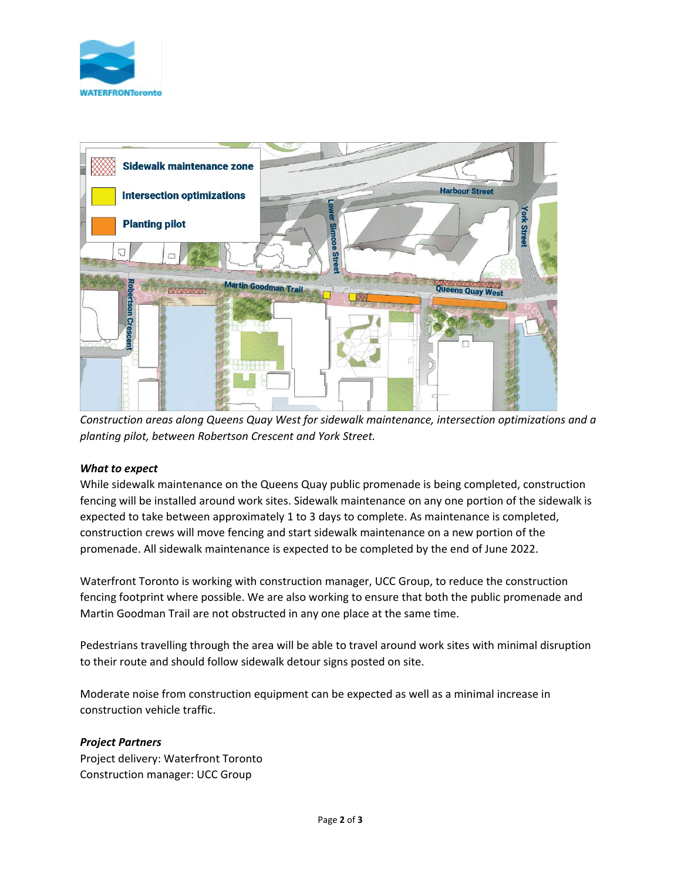*Construction areas along Queens Quay West for sidewalk maintenance, intersection optimizations and a planting pilot, between Robertson Crescent and York Street.*

***What to expect***

While sidewalk maintenance on the Queens Quay public promenade is being completed, construction fencing will be installed around work sites. Sidewalk maintenance on any one portion of the sidewalk is expected to take between approximately 1 to 3 days to complete. As maintenance is completed, construction crews will move fencing and start sidewalk maintenance on a new portion of the promenade. All sidewalk maintenance is expected to be completed by the end of June 2022.

Waterfront Toronto is working with construction manager, UCC Group, to reduce the construction fencing footprint where possible. We are also working to ensure that both the public promenade and Martin Goodman Trail are not obstructed in any one place at the same time.

Pedestrians travelling through the area will be able to travel around work sites with minimal disruption to their route and should follow sidewalk detour signs posted on site.

Moderate noise from construction equipment can be expected as well as a minimal increase in construction vehicle traffic.

***Project Partners***

Project delivery: Waterfront Toronto
Construction manager: UCC Group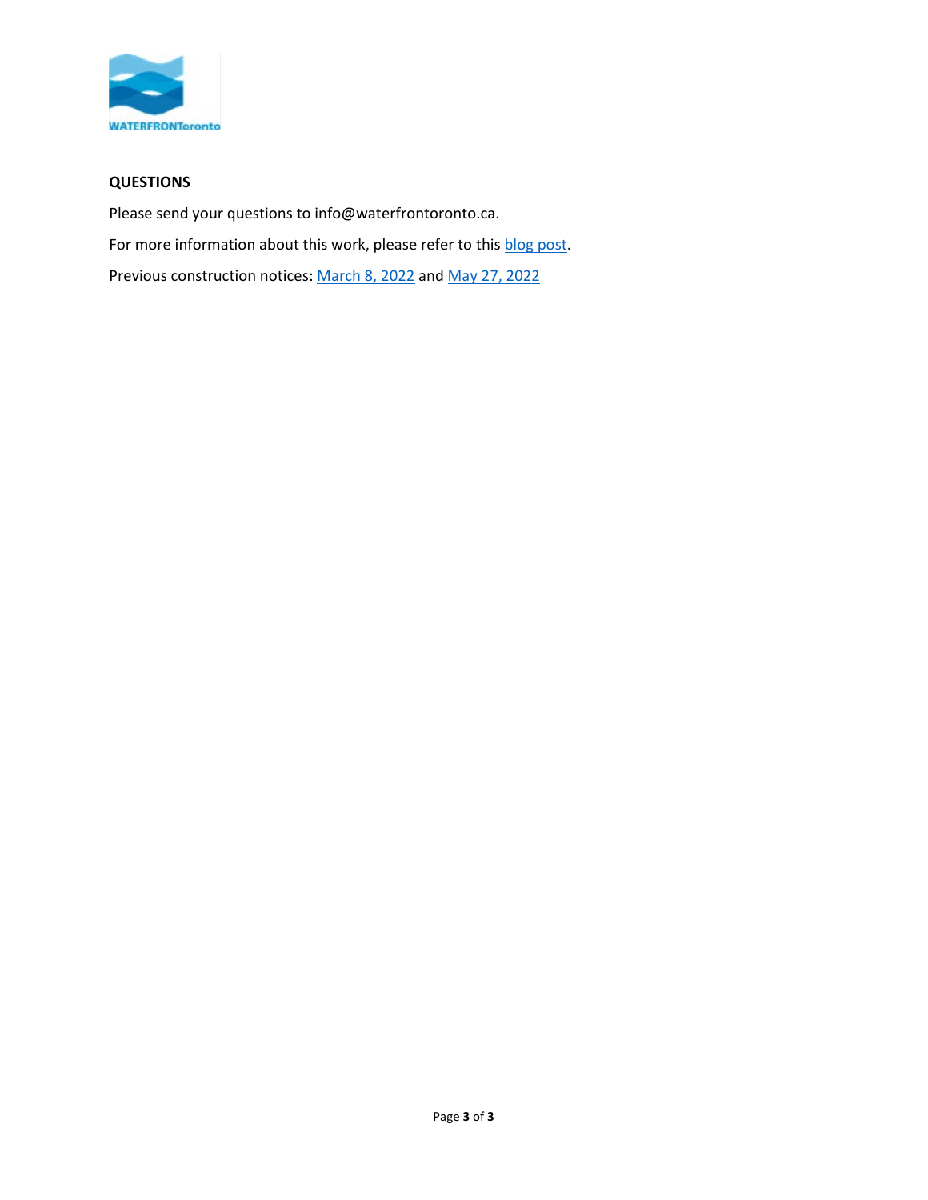**QUESTIONS**

Please send your questions to info@waterfrontoronto.ca.

For more information about this work, please refer to this blog post.

Previous construction notices: March 8, 2022 and May 27, 2022